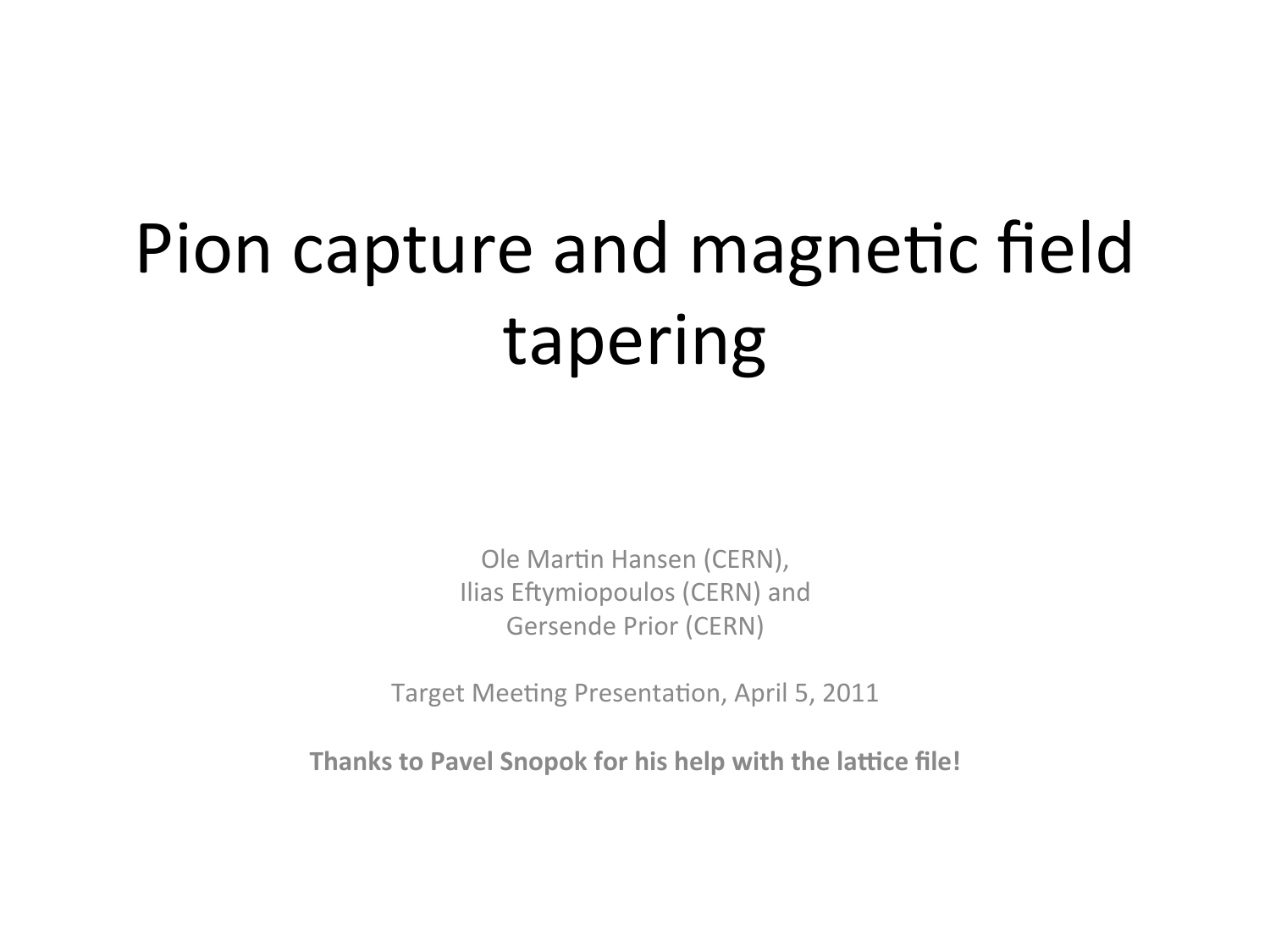# Pion capture and magnetic field tapering

Ole Martin Hansen (CERN),
Ilias Eftymiopoulos (CERN) and
Gersende Prior (CERN)

Target Meeting Presentation, April 5, 2011

**Thanks to Pavel Snopok for his help with the lattice file!**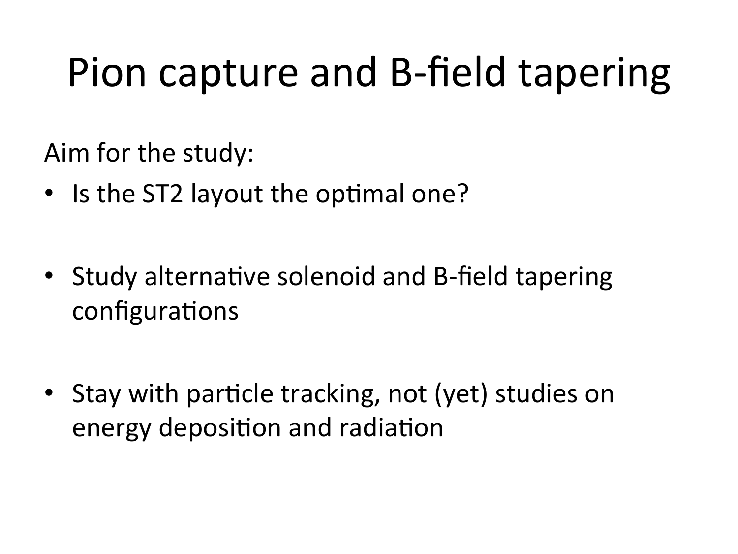# Pion capture and B-field tapering

Aim for the study:

- Is the ST2 layout the optimal one?
- Study alternative solenoid and B-field tapering configurations
- Stay with particle tracking, not (yet) studies on energy deposition and radiation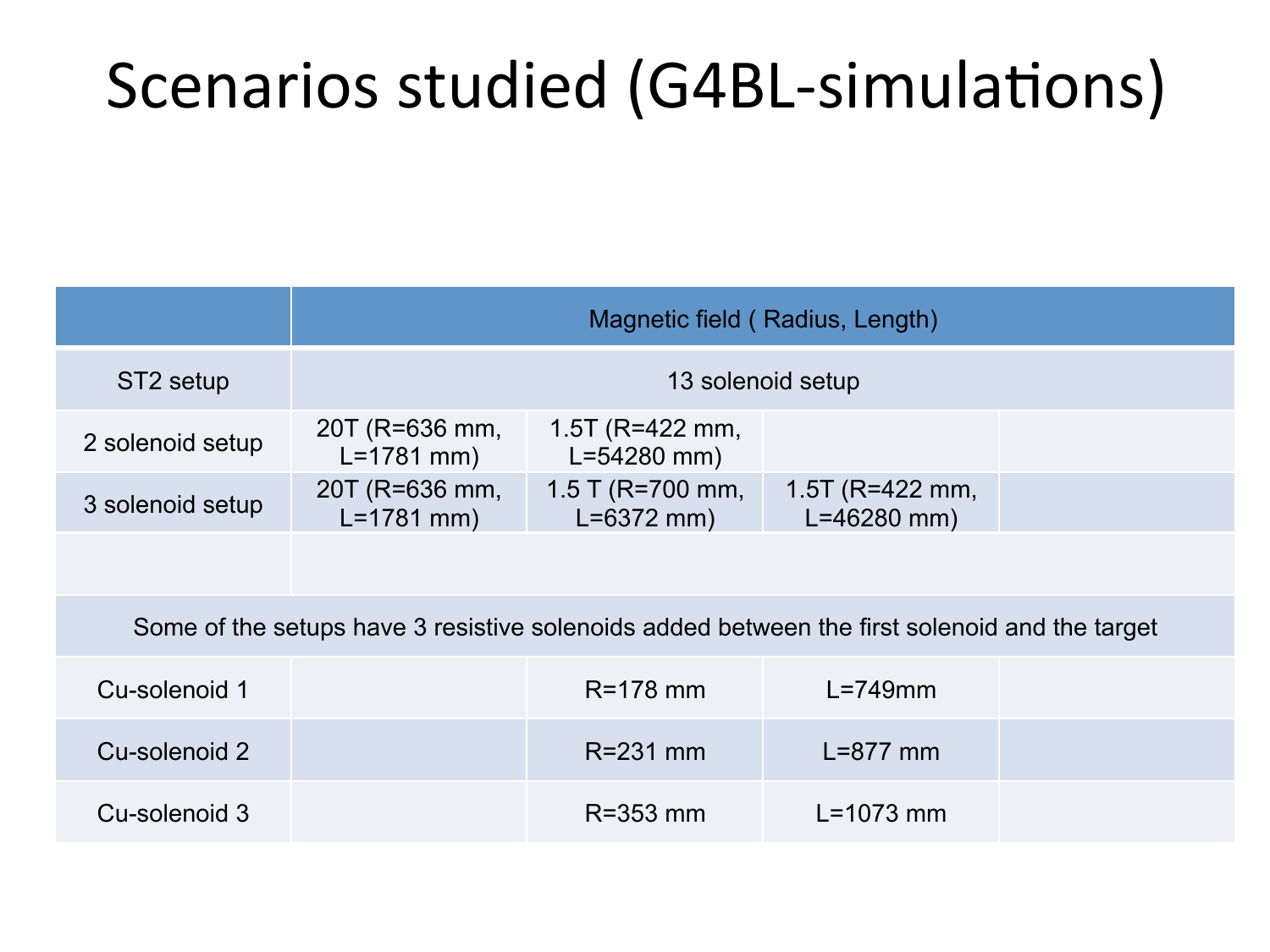# Scenarios studied (G4BL-simulations)

| | Magnetic field ( Radius, Length) | | | |
|---|---|---|---|---|
| ST2 setup | 13 solenoid setup | | | |
| 2 solenoid setup | 20T (R=636 mm, L=1781 mm) | 1.5T (R=422 mm, L=54280 mm) | | |
| 3 solenoid setup | 20T (R=636 mm, L=1781 mm) | 1.5 T (R=700 mm, L=6372 mm) | 1.5T (R=422 mm, L=46280 mm) | |
| | | | | |
| Some of the setups have 3 resistive solenoids added between the first solenoid and the target | | | | |
| Cu-solenoid 1 | | R=178 mm | L=749mm | |
| Cu-solenoid 2 | | R=231 mm | L=877 mm | |
| Cu-solenoid 3 | | R=353 mm | L=1073 mm | |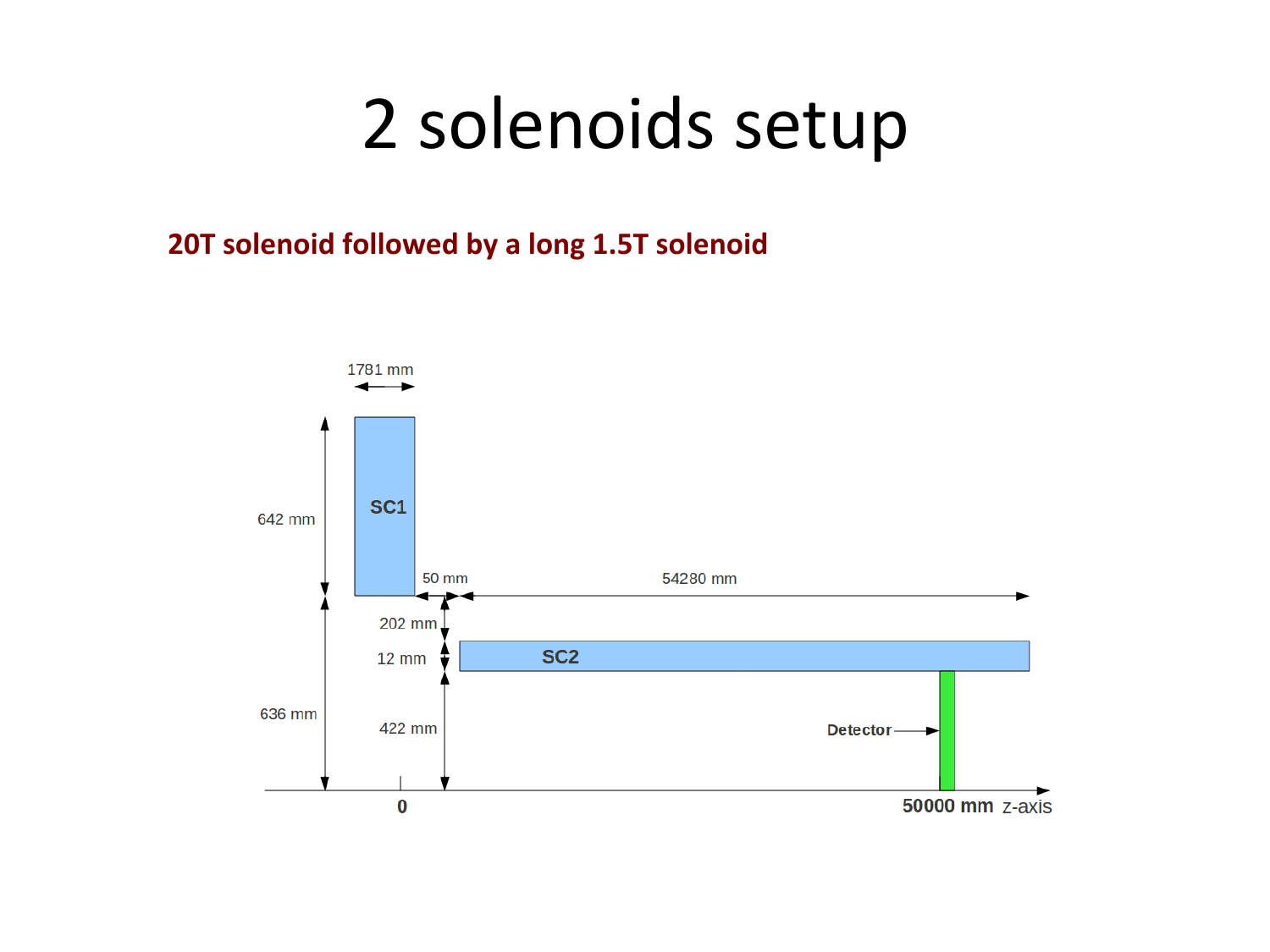# 2 solenoids setup

**20T solenoid followed by a long 1.5T solenoid**

1781 mm

642 mm

SC1

50 mm

54280 mm

202 mm

12 mm

SC2

636 mm

422 mm

Detector

0

50000 mm z-axis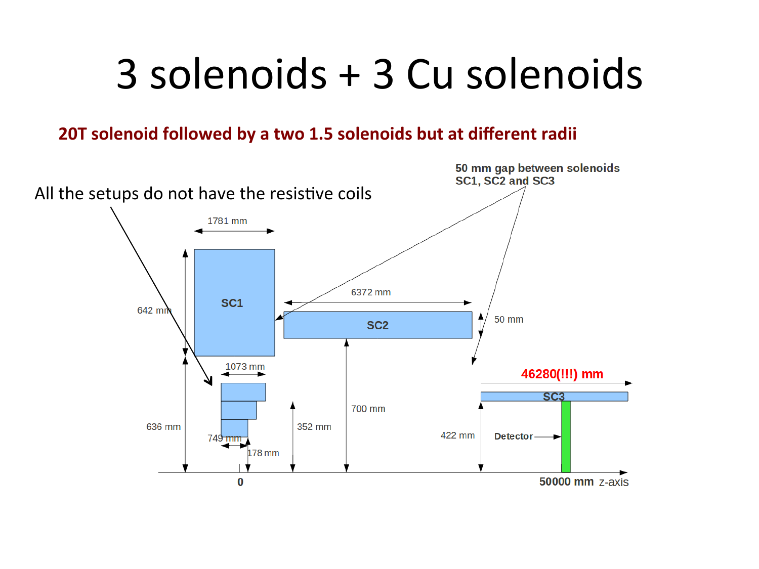# 3 solenoids + 3 Cu solenoids

**20T solenoid followed by a two 1.5 solenoids but at different radii**

All the setups do not have the resistive coils

**50 mm gap between solenoids SC1, SC2 and SC3**

1781 mm

SC1

642 mm

6372 mm

SC2

50 mm

1073 mm

636 mm

749 mm

178 mm

352 mm

700 mm

46280(!!!) mm

SC3

422 mm

Detector

0

50000 mm z-axis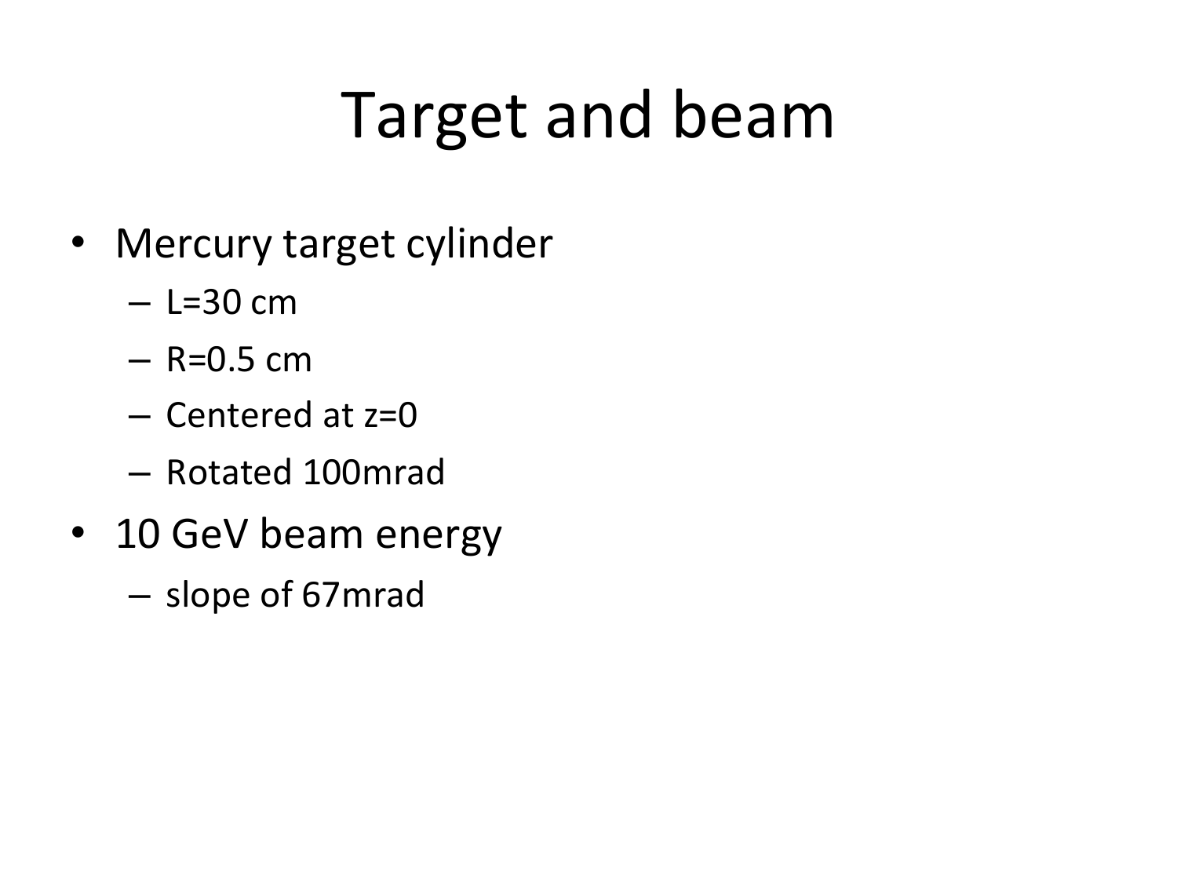# Target and beam

- Mercury target cylinder
  - L=30 cm
  - R=0.5 cm
  - Centered at z=0
  - Rotated 100mrad
- 10 GeV beam energy
  - slope of 67mrad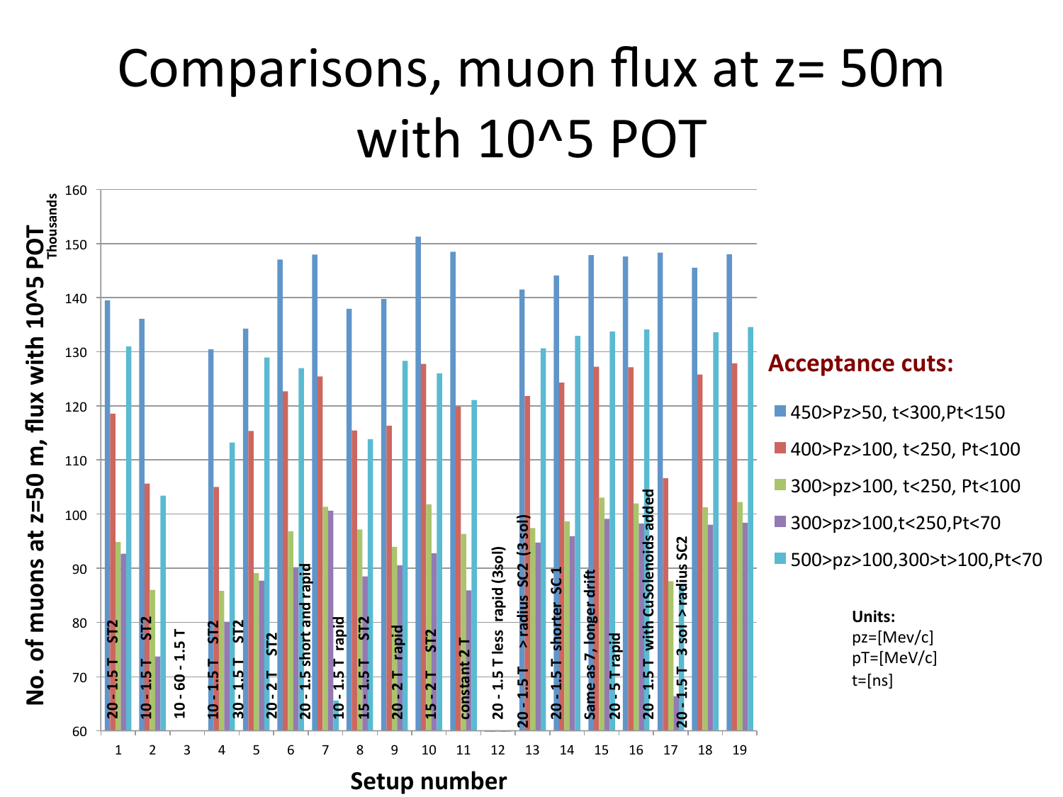# Comparisons, muon flux at z= 50m with 10^5 POT

No. of muons at z=50 m, flux with 10^5 POT (Thousands)

Setup number

| Setup number | Label |
|---|---|
| 1 | 20 - 1.5 T ST2 |
| 2 | 10 - 1.5 T ST2 |
| 3 | 10 - 60 - 1.5 T |
| 4 | 10 - 1.5 T ST2 |
| 5 | 30 - 1.5 T ST2 |
| 6 | 20 - 2 T ST2 |
| 7 | 20 - 1.5 short and rapid |
| 8 | 10 - 1.5 T rapid |
| 9 | 15 - 1.5 T ST2 |
| 10 | 20 - 2 T rapid |
| 11 | 15 - 2 T ST2 |
| 12 | constant 2 T |
| 13 | 20 - 1.5 T less rapid (3sol) |
| 14 | 20 - 1.5 T > radius SC2 (3 sol) |
| 15 | 20 - 1.5 T shorter SC 1 |
| 16 | Same as 7, longer drift |
| 17 | 20 - 5 T rapid |
| 18 | 20 - 1.5 T with CuSolenoids added |
| 19 | 20 - 1.5 T 3 sol > radius SC2 |

**Acceptance cuts:**

- 450>Pz>50, t<300, Pt<150
- 400>Pz>100, t<250, Pt<100
- 300>pz>100, t<250, Pt<100
- 300>pz>100, t<250, Pt<70
- 500>pz>100, 300>t>100, Pt<70

**Units:**
pz=[Mev/c]
pT=[MeV/c]
t=[ns]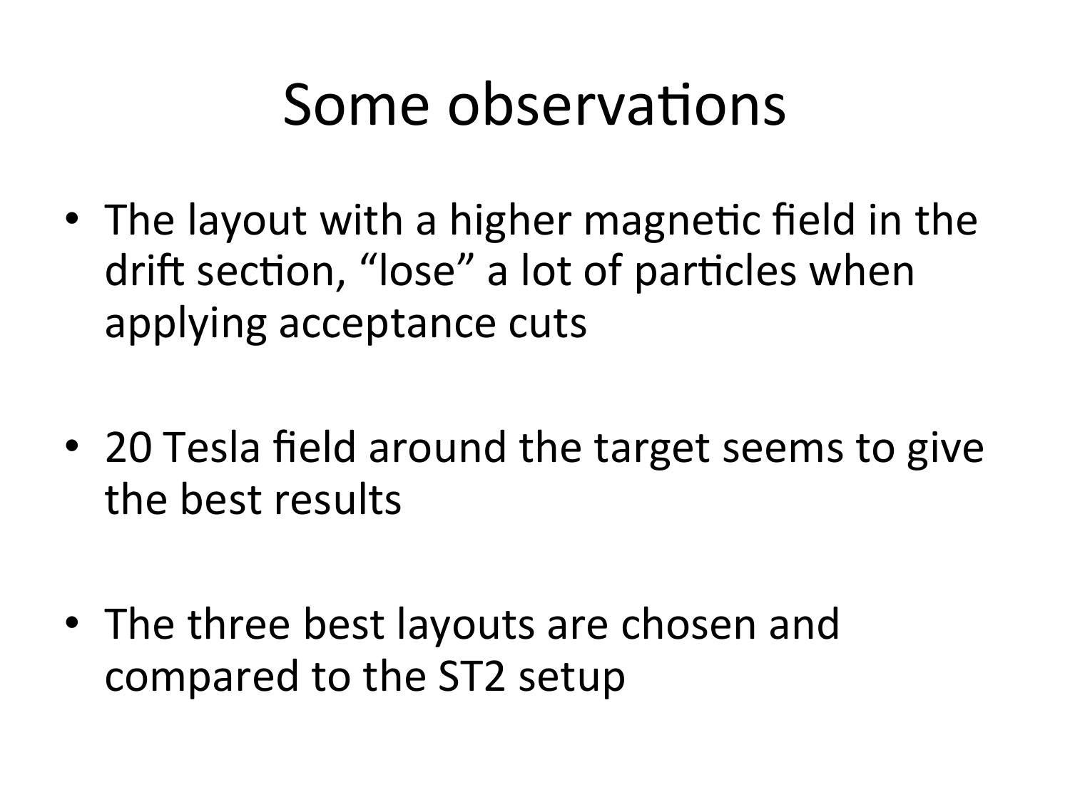# Some observations

- The layout with a higher magnetic field in the drift section, "lose" a lot of particles when applying acceptance cuts

- 20 Tesla field around the target seems to give the best results

- The three best layouts are chosen and compared to the ST2 setup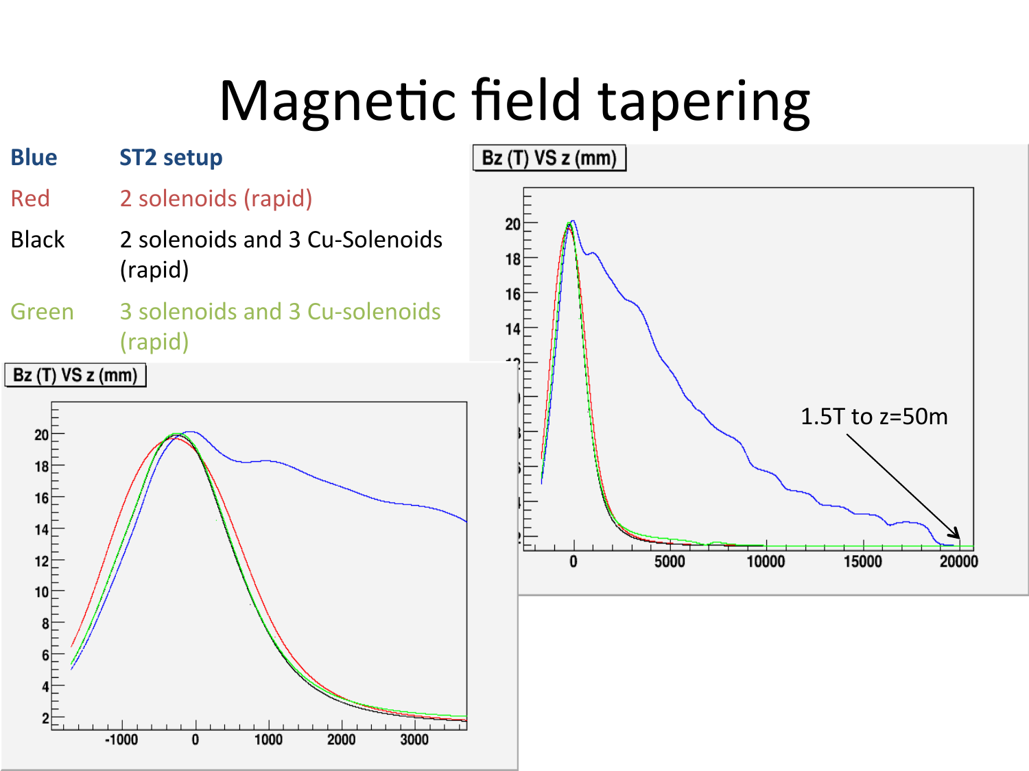# Magnetic field tapering

| | |
|---|---|
| Blue | ST2 setup |
| Red | 2 solenoids (rapid) |
| Black | 2 solenoids and 3 Cu-Solenoids (rapid) |
| Green | 3 solenoids and 3 Cu-solenoids (rapid) |

Bz (T) VS z (mm)

Bz (T) VS z (mm)

1.5T to z=50m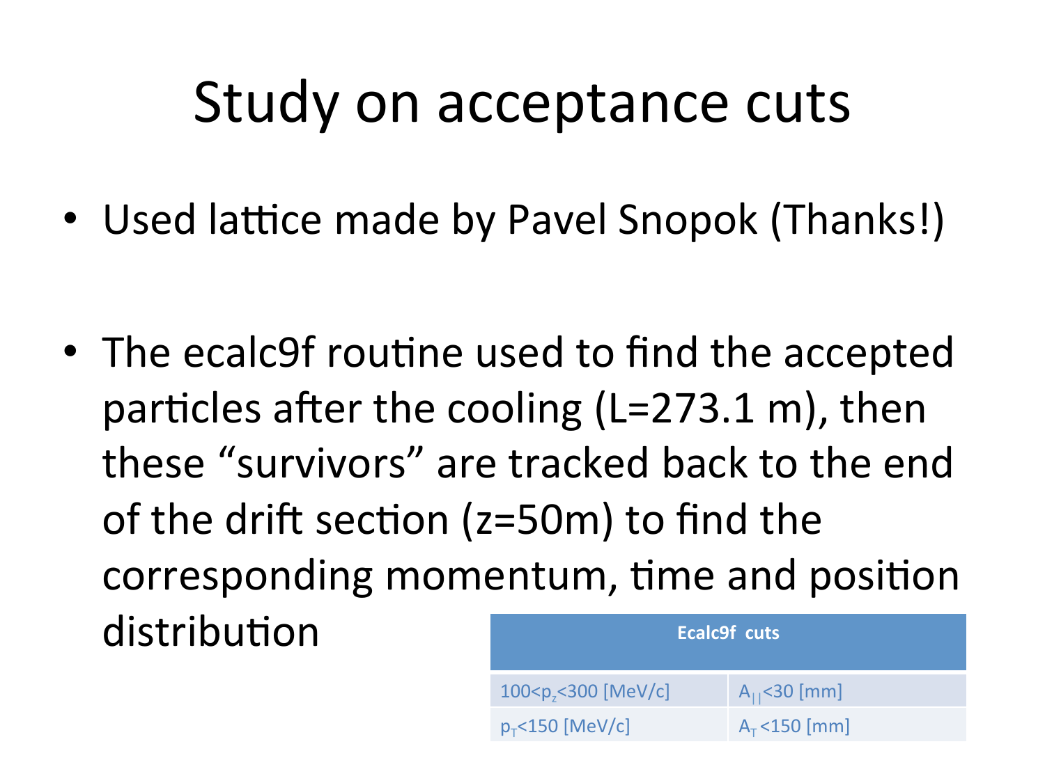# Study on acceptance cuts

- Used lattice made by Pavel Snopok (Thanks!)

- The ecalc9f routine used to find the accepted particles after the cooling (L=273.1 m), then these "survivors" are tracked back to the end of the drift section (z=50m) to find the corresponding momentum, time and position distribution

| **Ecalc9f cuts** | |
| --- | --- |
| $100<p_z<300$ [MeV/c] | $A_{||}<30$ [mm] |
| $p_T<150$ [MeV/c] | $A_T<150$ [mm] |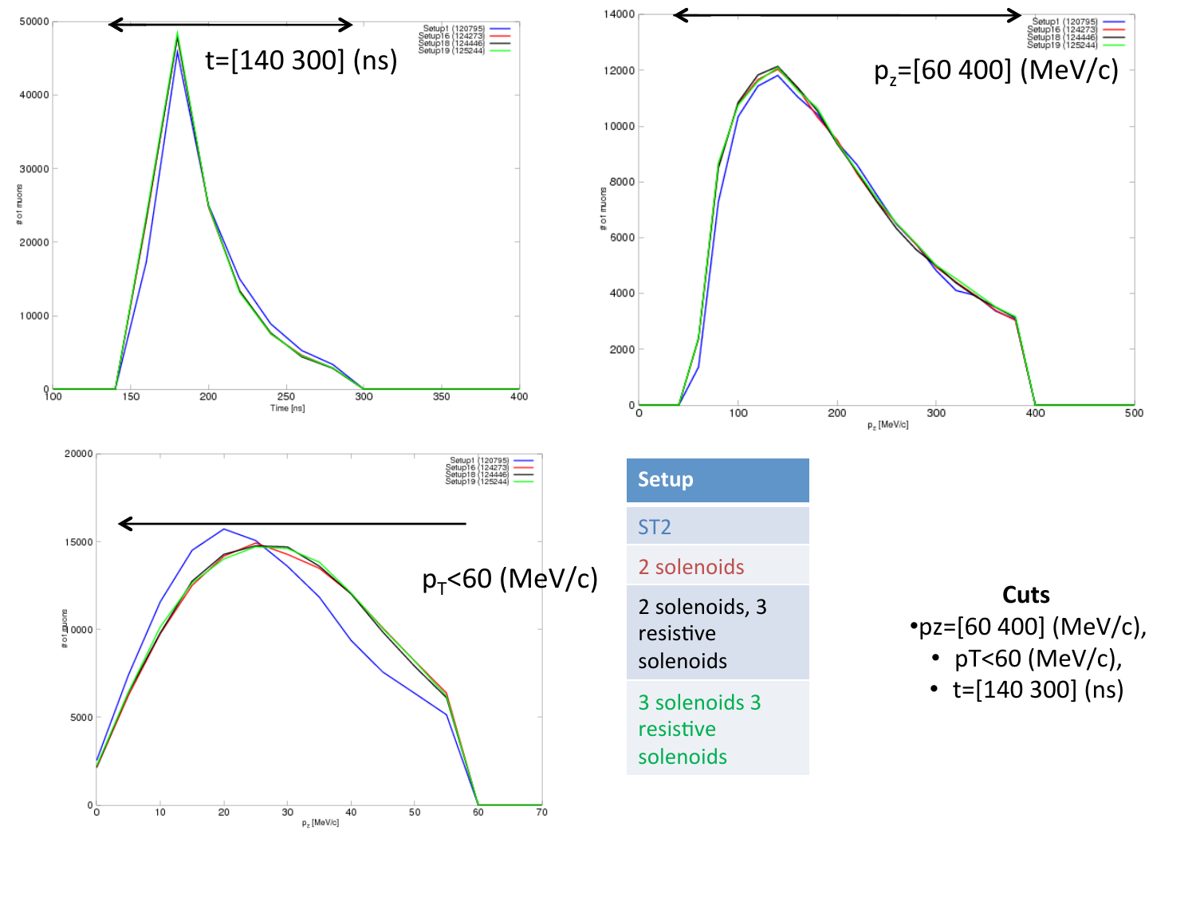t=[140 300] (ns)

$p_z$=[60 400] (MeV/c)

$p_T$<60 (MeV/c)

| Setup |
|---|
| ST2 |
| 2 solenoids |
| 2 solenoids, 3 resistive solenoids |
| 3 solenoids 3 resistive solenoids |

**Cuts**

- pz=[60 400] (MeV/c),
- pT<60 (MeV/c),
- t=[140 300] (ns)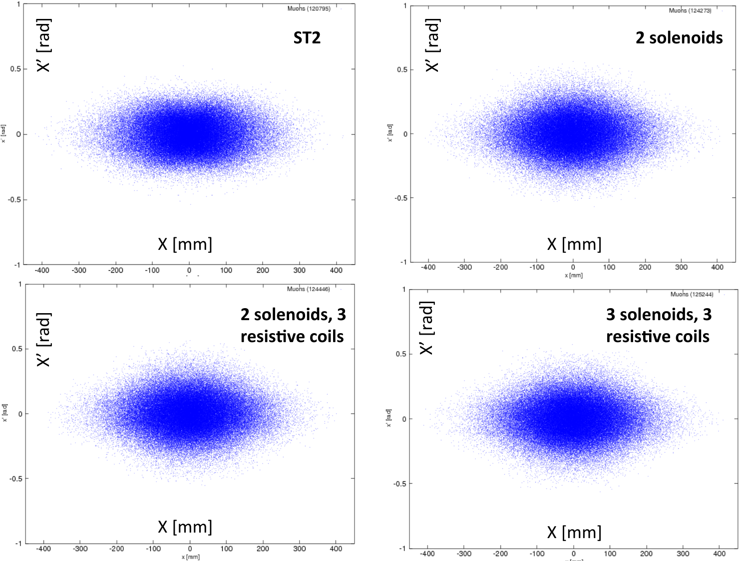ST2

2 solenoids

2 solenoids, 3 resistive coils

3 solenoids, 3 resistive coils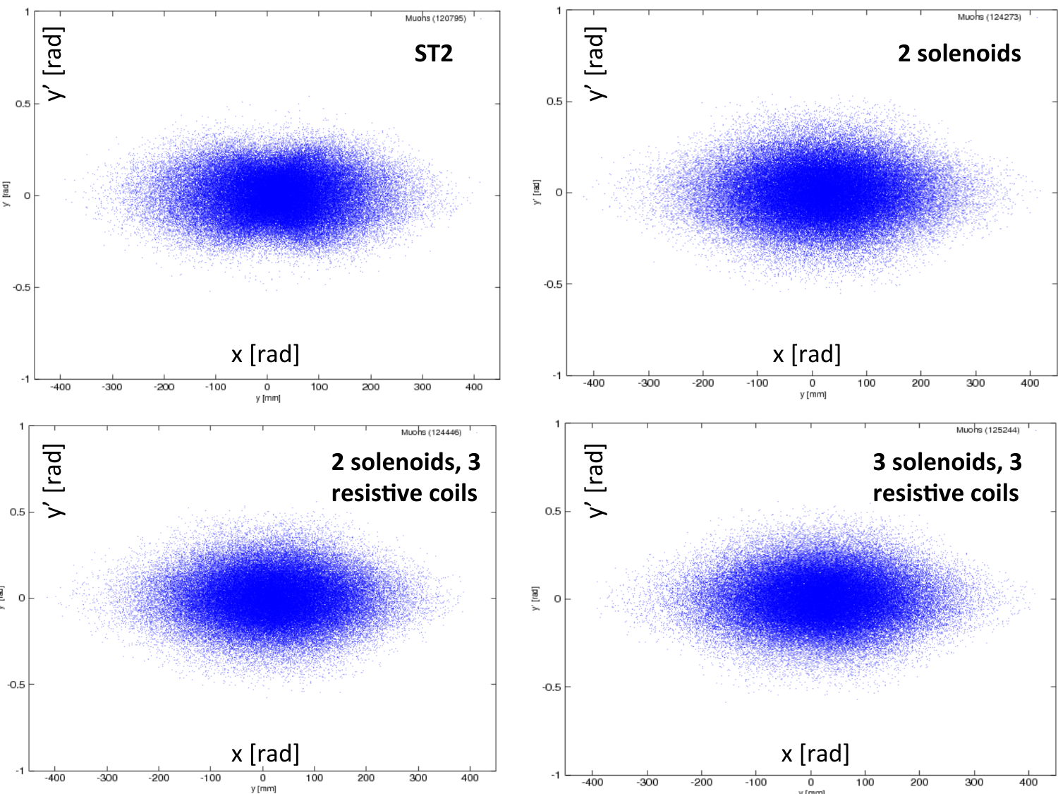**ST2**

Muons (120795)

y' [rad]

x [rad]

**2 solenoids**

Muons (124273)

y' [rad]

x [rad]

**2 solenoids, 3 resistive coils**

Muons (124446)

y' [rad]

x [rad]

**3 solenoids, 3 resistive coils**

Muons (125244)

y' [rad]

x [rad]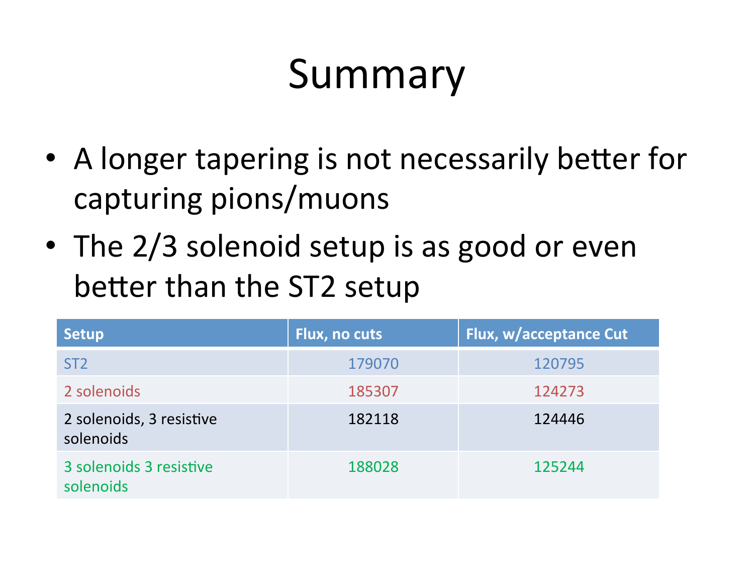# Summary

- A longer tapering is not necessarily better for capturing pions/muons
- The 2/3 solenoid setup is as good or even better than the ST2 setup

| Setup | Flux, no cuts | Flux, w/acceptance Cut |
|---|---|---|
| ST2 | 179070 | 120795 |
| 2 solenoids | 185307 | 124273 |
| 2 solenoids, 3 resistive solenoids | 182118 | 124446 |
| 3 solenoids 3 resistive solenoids | 188028 | 125244 |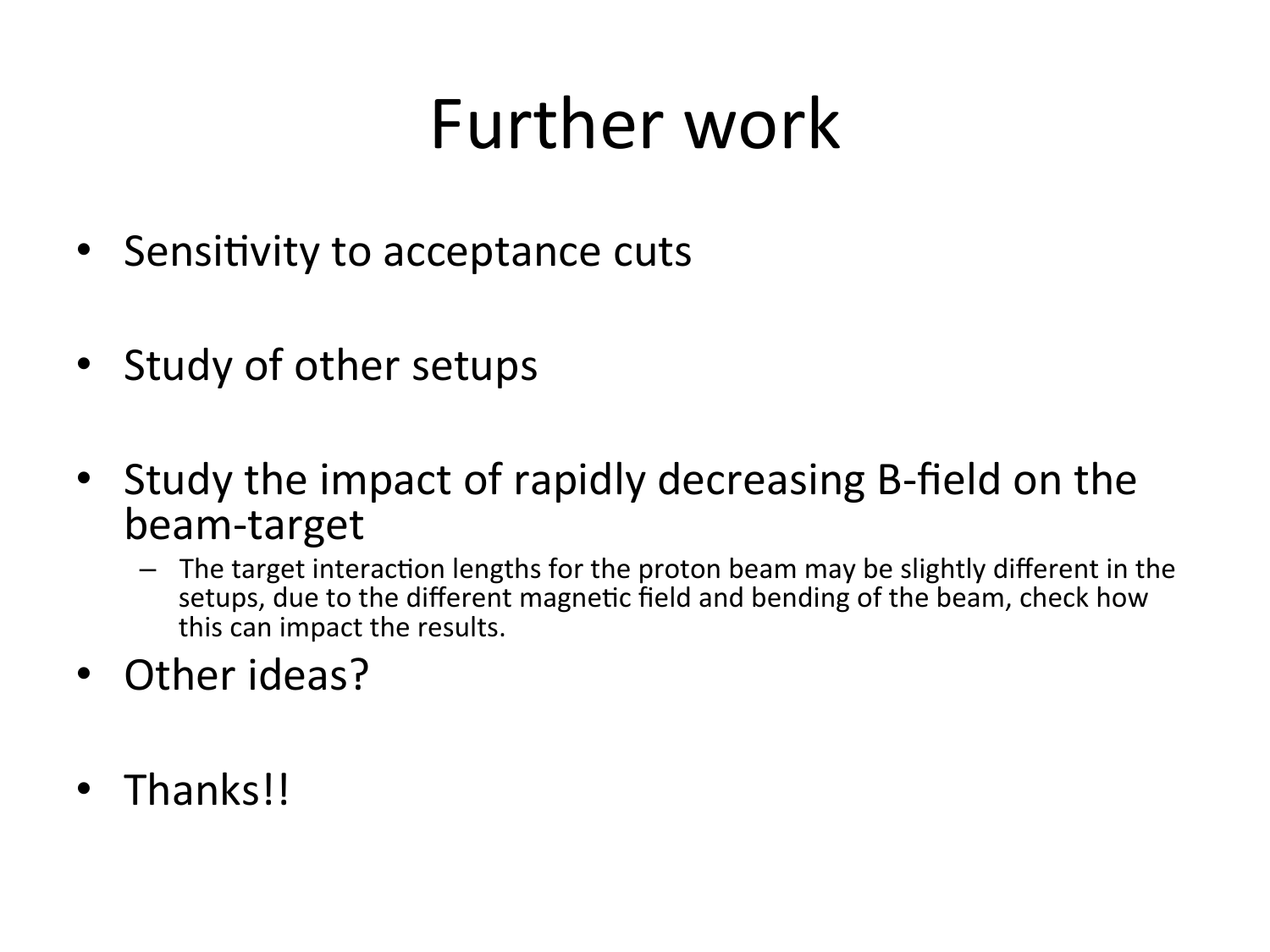# Further work

- Sensitivity to acceptance cuts
- Study of other setups
- Study the impact of rapidly decreasing B-field on the beam-target
  - The target interaction lengths for the proton beam may be slightly different in the setups, due to the different magnetic field and bending of the beam, check how this can impact the results.
- Other ideas?
- Thanks!!